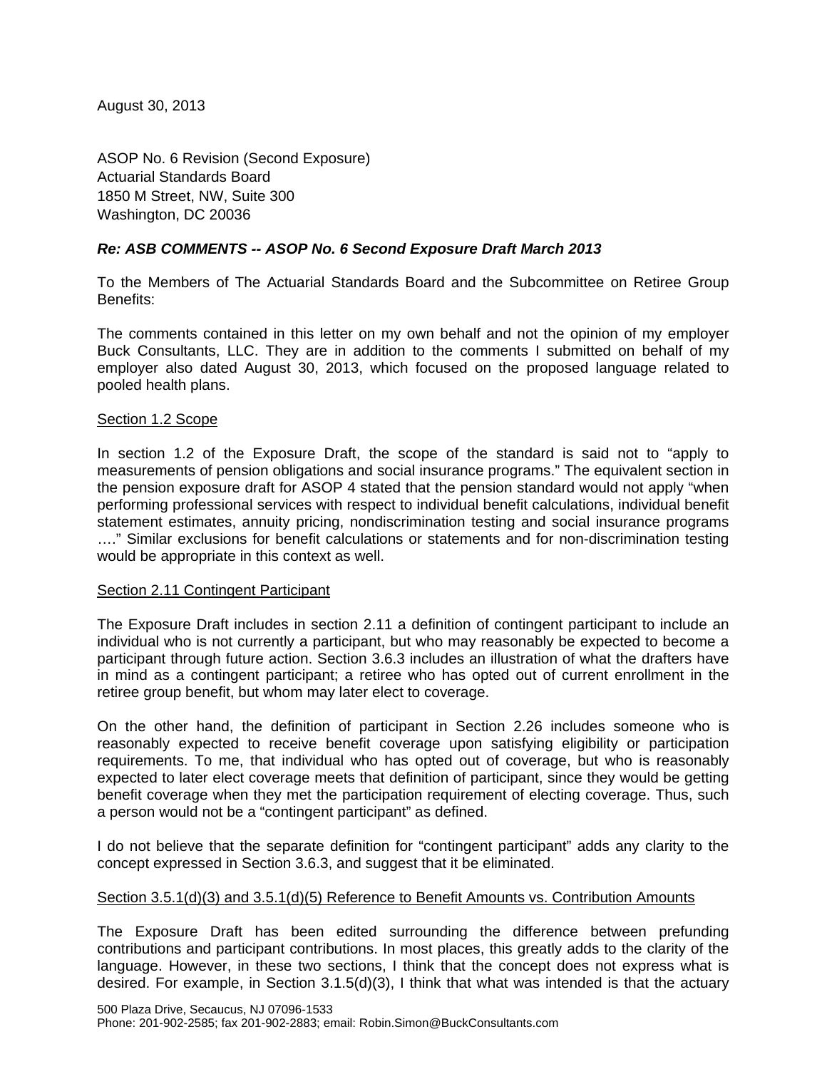August 30, 2013

ASOP No. 6 Revision (Second Exposure)
Actuarial Standards Board
1850 M Street, NW, Suite 300
Washington, DC 20036

***Re: ASB COMMENTS -- ASOP No. 6 Second Exposure Draft March 2013***

To the Members of The Actuarial Standards Board and the Subcommittee on Retiree Group Benefits:

The comments contained in this letter on my own behalf and not the opinion of my employer Buck Consultants, LLC. They are in addition to the comments I submitted on behalf of my employer also dated August 30, 2013, which focused on the proposed language related to pooled health plans.

<u>Section 1.2 Scope</u>

In section 1.2 of the Exposure Draft, the scope of the standard is said not to "apply to measurements of pension obligations and social insurance programs." The equivalent section in the pension exposure draft for ASOP 4 stated that the pension standard would not apply "when performing professional services with respect to individual benefit calculations, individual benefit statement estimates, annuity pricing, nondiscrimination testing and social insurance programs …." Similar exclusions for benefit calculations or statements and for non-discrimination testing would be appropriate in this context as well.

<u>Section 2.11 Contingent Participant</u>

The Exposure Draft includes in section 2.11 a definition of contingent participant to include an individual who is not currently a participant, but who may reasonably be expected to become a participant through future action. Section 3.6.3 includes an illustration of what the drafters have in mind as a contingent participant; a retiree who has opted out of current enrollment in the retiree group benefit, but whom may later elect to coverage.

On the other hand, the definition of participant in Section 2.26 includes someone who is reasonably expected to receive benefit coverage upon satisfying eligibility or participation requirements. To me, that individual who has opted out of coverage, but who is reasonably expected to later elect coverage meets that definition of participant, since they would be getting benefit coverage when they met the participation requirement of electing coverage. Thus, such a person would not be a "contingent participant" as defined.

I do not believe that the separate definition for "contingent participant" adds any clarity to the concept expressed in Section 3.6.3, and suggest that it be eliminated.

<u>Section 3.5.1(d)(3) and 3.5.1(d)(5) Reference to Benefit Amounts vs. Contribution Amounts</u>

The Exposure Draft has been edited surrounding the difference between prefunding contributions and participant contributions. In most places, this greatly adds to the clarity of the language. However, in these two sections, I think that the concept does not express what is desired. For example, in Section 3.1.5(d)(3), I think that what was intended is that the actuary

500 Plaza Drive, Secaucus, NJ 07096-1533
Phone: 201-902-2585; fax 201-902-2883; email: Robin.Simon@BuckConsultants.com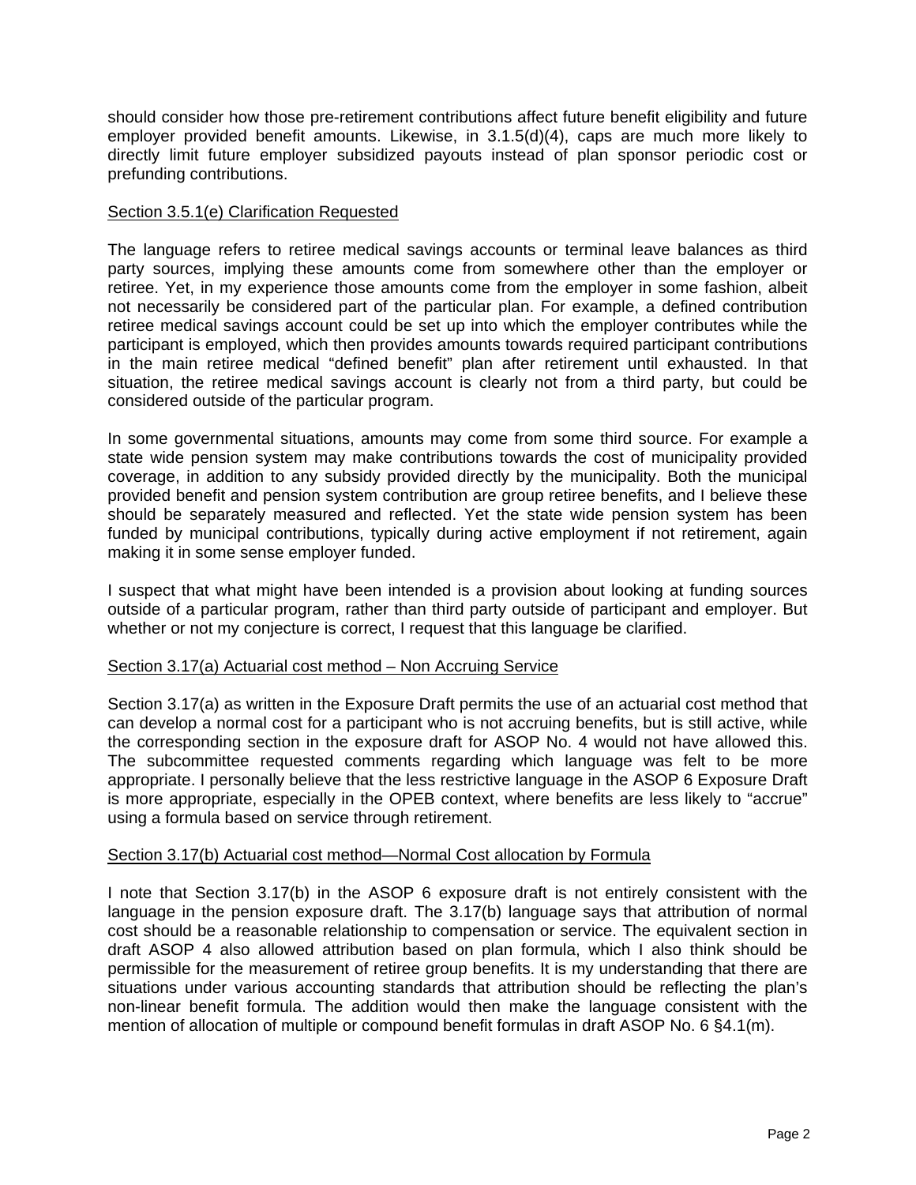should consider how those pre-retirement contributions affect future benefit eligibility and future employer provided benefit amounts. Likewise, in 3.1.5(d)(4), caps are much more likely to directly limit future employer subsidized payouts instead of plan sponsor periodic cost or prefunding contributions.

Section 3.5.1(e) Clarification Requested

The language refers to retiree medical savings accounts or terminal leave balances as third party sources, implying these amounts come from somewhere other than the employer or retiree. Yet, in my experience those amounts come from the employer in some fashion, albeit not necessarily be considered part of the particular plan. For example, a defined contribution retiree medical savings account could be set up into which the employer contributes while the participant is employed, which then provides amounts towards required participant contributions in the main retiree medical "defined benefit" plan after retirement until exhausted. In that situation, the retiree medical savings account is clearly not from a third party, but could be considered outside of the particular program.

In some governmental situations, amounts may come from some third source. For example a state wide pension system may make contributions towards the cost of municipality provided coverage, in addition to any subsidy provided directly by the municipality. Both the municipal provided benefit and pension system contribution are group retiree benefits, and I believe these should be separately measured and reflected. Yet the state wide pension system has been funded by municipal contributions, typically during active employment if not retirement, again making it in some sense employer funded.

I suspect that what might have been intended is a provision about looking at funding sources outside of a particular program, rather than third party outside of participant and employer. But whether or not my conjecture is correct, I request that this language be clarified.

Section 3.17(a) Actuarial cost method – Non Accruing Service

Section 3.17(a) as written in the Exposure Draft permits the use of an actuarial cost method that can develop a normal cost for a participant who is not accruing benefits, but is still active, while the corresponding section in the exposure draft for ASOP No. 4 would not have allowed this. The subcommittee requested comments regarding which language was felt to be more appropriate. I personally believe that the less restrictive language in the ASOP 6 Exposure Draft is more appropriate, especially in the OPEB context, where benefits are less likely to "accrue" using a formula based on service through retirement.

Section 3.17(b) Actuarial cost method—Normal Cost allocation by Formula

I note that Section 3.17(b) in the ASOP 6 exposure draft is not entirely consistent with the language in the pension exposure draft. The 3.17(b) language says that attribution of normal cost should be a reasonable relationship to compensation or service. The equivalent section in draft ASOP 4 also allowed attribution based on plan formula, which I also think should be permissible for the measurement of retiree group benefits. It is my understanding that there are situations under various accounting standards that attribution should be reflecting the plan's non-linear benefit formula. The addition would then make the language consistent with the mention of allocation of multiple or compound benefit formulas in draft ASOP No. 6 §4.1(m).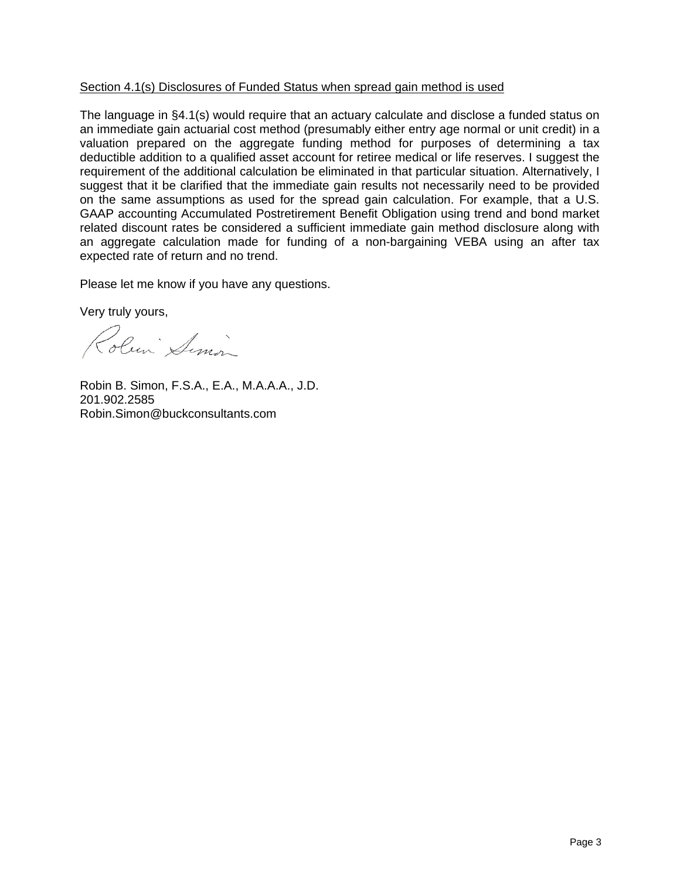Section 4.1(s) Disclosures of Funded Status when spread gain method is used

The language in §4.1(s) would require that an actuary calculate and disclose a funded status on an immediate gain actuarial cost method (presumably either entry age normal or unit credit) in a valuation prepared on the aggregate funding method for purposes of determining a tax deductible addition to a qualified asset account for retiree medical or life reserves. I suggest the requirement of the additional calculation be eliminated in that particular situation. Alternatively, I suggest that it be clarified that the immediate gain results not necessarily need to be provided on the same assumptions as used for the spread gain calculation. For example, that a U.S. GAAP accounting Accumulated Postretirement Benefit Obligation using trend and bond market related discount rates be considered a sufficient immediate gain method disclosure along with an aggregate calculation made for funding of a non-bargaining VEBA using an after tax expected rate of return and no trend.

Please let me know if you have any questions.

Very truly yours,

Robin Simon

Robin B. Simon, F.S.A., E.A., M.A.A.A., J.D.
201.902.2585
Robin.Simon@buckconsultants.com